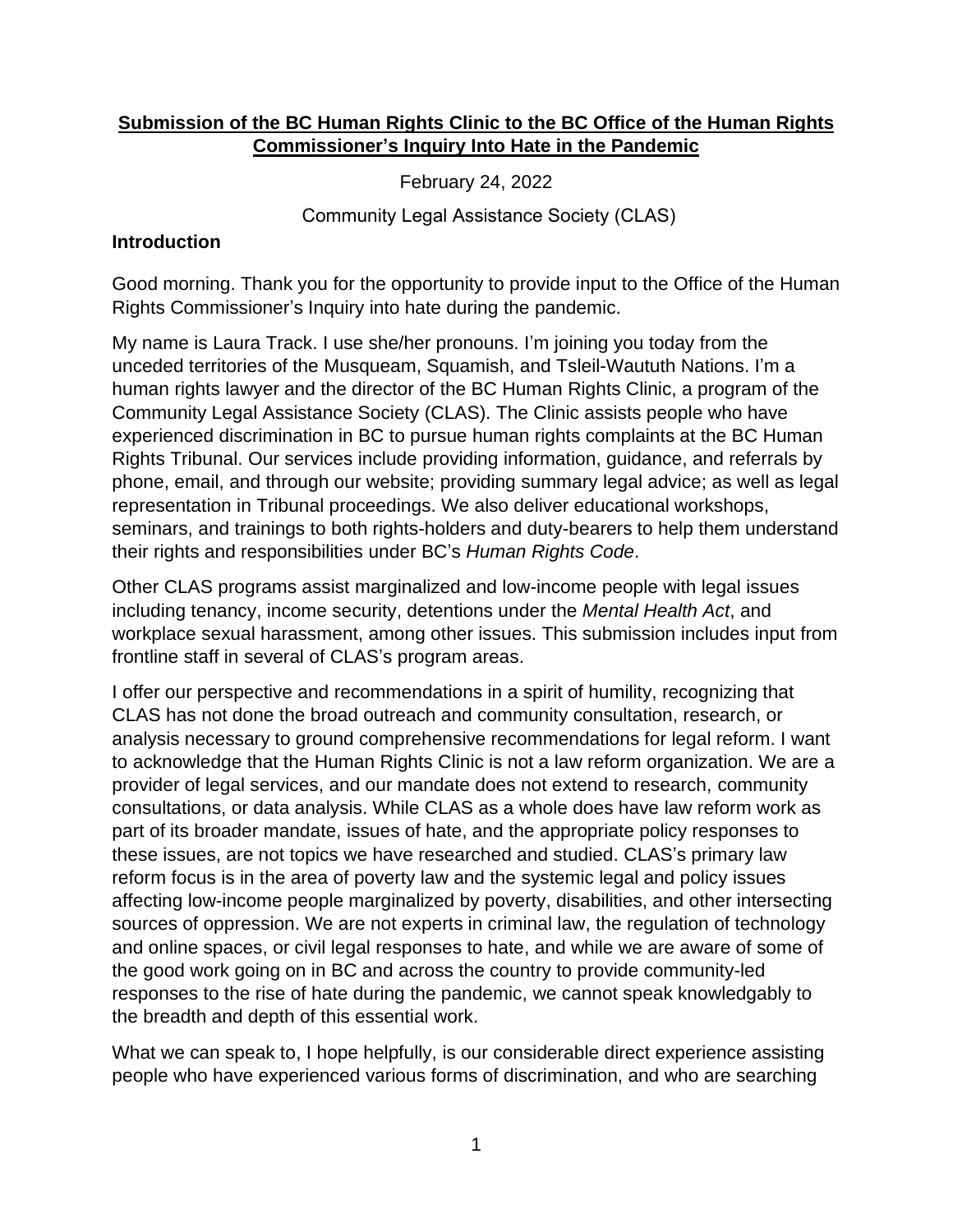**Submission of the BC Human Rights Clinic to the BC Office of the Human Rights Commissioner's Inquiry Into Hate in the Pandemic**

February 24, 2022

Community Legal Assistance Society (CLAS)

### Introduction

Good morning. Thank you for the opportunity to provide input to the Office of the Human Rights Commissioner's Inquiry into hate during the pandemic.

My name is Laura Track. I use she/her pronouns. I'm joining you today from the unceded territories of the Musqueam, Squamish, and Tsleil-Waututh Nations. I'm a human rights lawyer and the director of the BC Human Rights Clinic, a program of the Community Legal Assistance Society (CLAS). The Clinic assists people who have experienced discrimination in BC to pursue human rights complaints at the BC Human Rights Tribunal. Our services include providing information, guidance, and referrals by phone, email, and through our website; providing summary legal advice; as well as legal representation in Tribunal proceedings. We also deliver educational workshops, seminars, and trainings to both rights-holders and duty-bearers to help them understand their rights and responsibilities under BC's *Human Rights Code*.

Other CLAS programs assist marginalized and low-income people with legal issues including tenancy, income security, detentions under the *Mental Health Act*, and workplace sexual harassment, among other issues. This submission includes input from frontline staff in several of CLAS's program areas.

I offer our perspective and recommendations in a spirit of humility, recognizing that CLAS has not done the broad outreach and community consultation, research, or analysis necessary to ground comprehensive recommendations for legal reform. I want to acknowledge that the Human Rights Clinic is not a law reform organization. We are a provider of legal services, and our mandate does not extend to research, community consultations, or data analysis. While CLAS as a whole does have law reform work as part of its broader mandate, issues of hate, and the appropriate policy responses to these issues, are not topics we have researched and studied. CLAS's primary law reform focus is in the area of poverty law and the systemic legal and policy issues affecting low-income people marginalized by poverty, disabilities, and other intersecting sources of oppression. We are not experts in criminal law, the regulation of technology and online spaces, or civil legal responses to hate, and while we are aware of some of the good work going on in BC and across the country to provide community-led responses to the rise of hate during the pandemic, we cannot speak knowledgably to the breadth and depth of this essential work.

What we can speak to, I hope helpfully, is our considerable direct experience assisting people who have experienced various forms of discrimination, and who are searching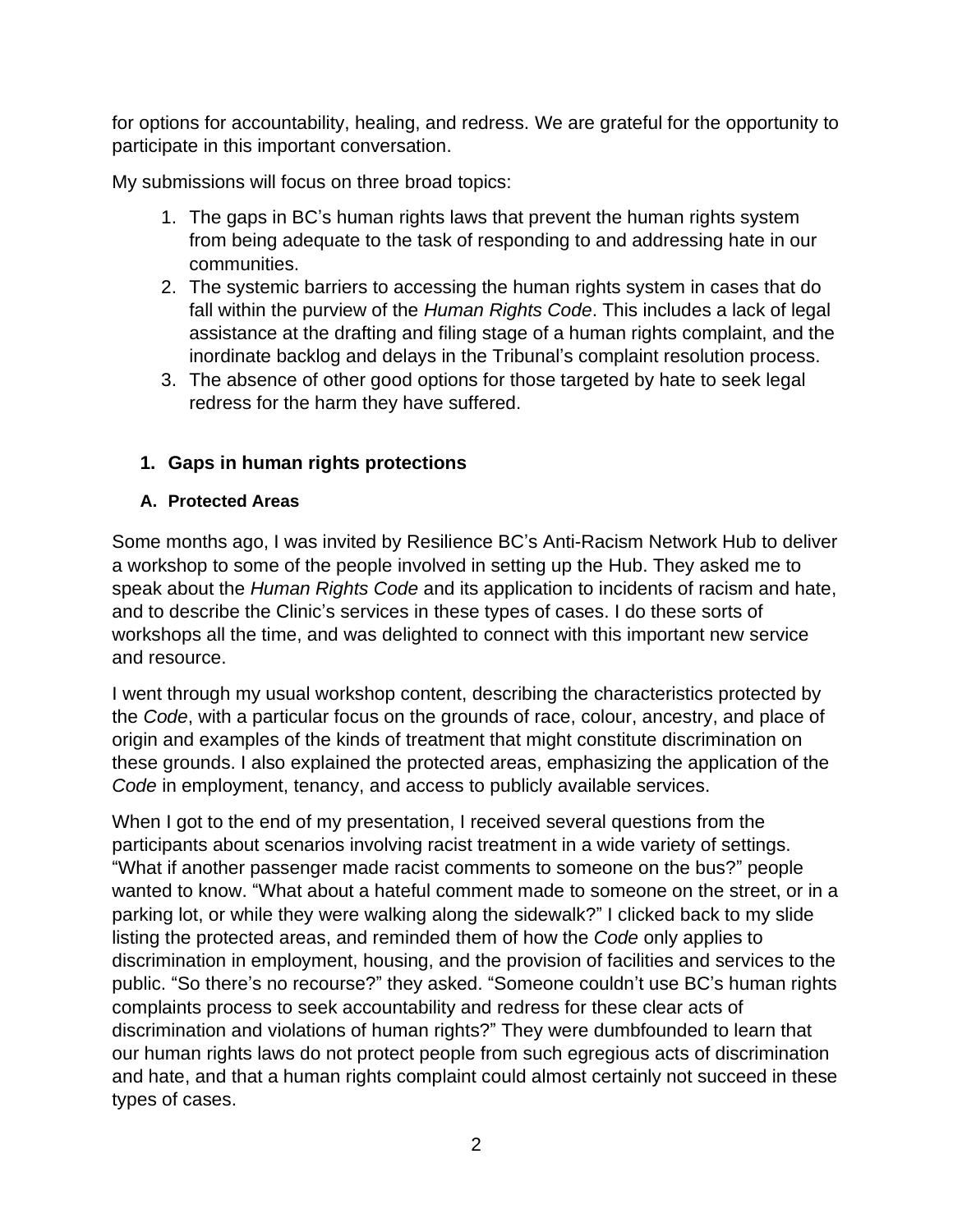for options for accountability, healing, and redress. We are grateful for the opportunity to participate in this important conversation.

My submissions will focus on three broad topics:

1. The gaps in BC's human rights laws that prevent the human rights system from being adequate to the task of responding to and addressing hate in our communities.
2. The systemic barriers to accessing the human rights system in cases that do fall within the purview of the *Human Rights Code*. This includes a lack of legal assistance at the drafting and filing stage of a human rights complaint, and the inordinate backlog and delays in the Tribunal's complaint resolution process.
3. The absence of other good options for those targeted by hate to seek legal redress for the harm they have suffered.

## 1. Gaps in human rights protections

### A. Protected Areas

Some months ago, I was invited by Resilience BC's Anti-Racism Network Hub to deliver a workshop to some of the people involved in setting up the Hub. They asked me to speak about the *Human Rights Code* and its application to incidents of racism and hate, and to describe the Clinic's services in these types of cases. I do these sorts of workshops all the time, and was delighted to connect with this important new service and resource.

I went through my usual workshop content, describing the characteristics protected by the *Code*, with a particular focus on the grounds of race, colour, ancestry, and place of origin and examples of the kinds of treatment that might constitute discrimination on these grounds. I also explained the protected areas, emphasizing the application of the *Code* in employment, tenancy, and access to publicly available services.

When I got to the end of my presentation, I received several questions from the participants about scenarios involving racist treatment in a wide variety of settings. "What if another passenger made racist comments to someone on the bus?" people wanted to know. "What about a hateful comment made to someone on the street, or in a parking lot, or while they were walking along the sidewalk?" I clicked back to my slide listing the protected areas, and reminded them of how the *Code* only applies to discrimination in employment, housing, and the provision of facilities and services to the public. "So there's no recourse?" they asked. "Someone couldn't use BC's human rights complaints process to seek accountability and redress for these clear acts of discrimination and violations of human rights?" They were dumbfounded to learn that our human rights laws do not protect people from such egregious acts of discrimination and hate, and that a human rights complaint could almost certainly not succeed in these types of cases.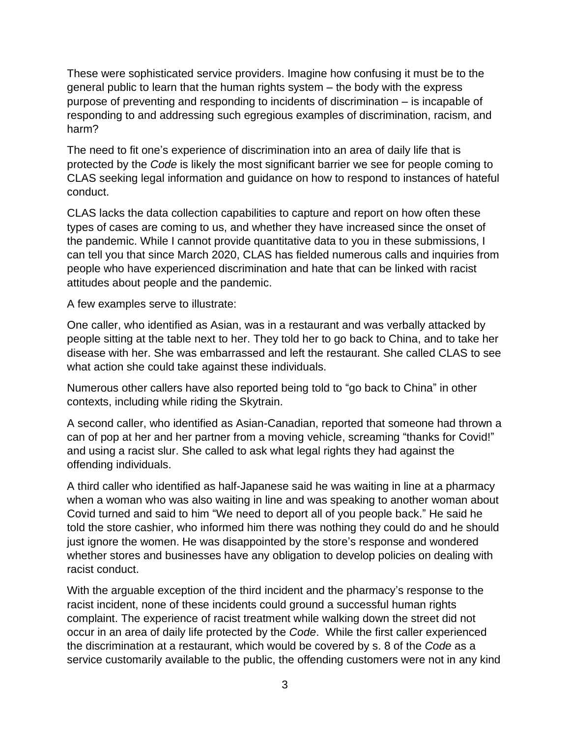These were sophisticated service providers. Imagine how confusing it must be to the general public to learn that the human rights system – the body with the express purpose of preventing and responding to incidents of discrimination – is incapable of responding to and addressing such egregious examples of discrimination, racism, and harm?

The need to fit one's experience of discrimination into an area of daily life that is protected by the *Code* is likely the most significant barrier we see for people coming to CLAS seeking legal information and guidance on how to respond to instances of hateful conduct.

CLAS lacks the data collection capabilities to capture and report on how often these types of cases are coming to us, and whether they have increased since the onset of the pandemic. While I cannot provide quantitative data to you in these submissions, I can tell you that since March 2020, CLAS has fielded numerous calls and inquiries from people who have experienced discrimination and hate that can be linked with racist attitudes about people and the pandemic.

A few examples serve to illustrate:

One caller, who identified as Asian, was in a restaurant and was verbally attacked by people sitting at the table next to her. They told her to go back to China, and to take her disease with her. She was embarrassed and left the restaurant. She called CLAS to see what action she could take against these individuals.

Numerous other callers have also reported being told to "go back to China" in other contexts, including while riding the Skytrain.

A second caller, who identified as Asian-Canadian, reported that someone had thrown a can of pop at her and her partner from a moving vehicle, screaming "thanks for Covid!" and using a racist slur. She called to ask what legal rights they had against the offending individuals.

A third caller who identified as half-Japanese said he was waiting in line at a pharmacy when a woman who was also waiting in line and was speaking to another woman about Covid turned and said to him "We need to deport all of you people back." He said he told the store cashier, who informed him there was nothing they could do and he should just ignore the women. He was disappointed by the store's response and wondered whether stores and businesses have any obligation to develop policies on dealing with racist conduct.

With the arguable exception of the third incident and the pharmacy's response to the racist incident, none of these incidents could ground a successful human rights complaint. The experience of racist treatment while walking down the street did not occur in an area of daily life protected by the *Code*. While the first caller experienced the discrimination at a restaurant, which would be covered by s. 8 of the *Code* as a service customarily available to the public, the offending customers were not in any kind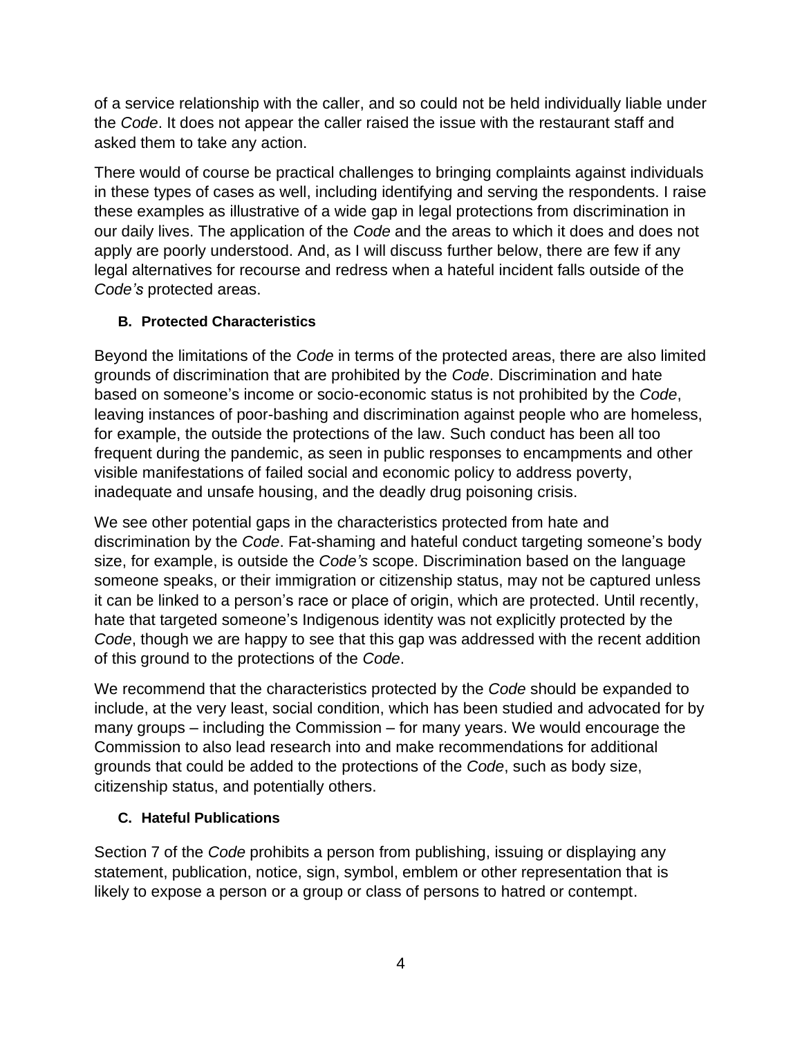of a service relationship with the caller, and so could not be held individually liable under the *Code*. It does not appear the caller raised the issue with the restaurant staff and asked them to take any action.

There would of course be practical challenges to bringing complaints against individuals in these types of cases as well, including identifying and serving the respondents. I raise these examples as illustrative of a wide gap in legal protections from discrimination in our daily lives. The application of the *Code* and the areas to which it does and does not apply are poorly understood. And, as I will discuss further below, there are few if any legal alternatives for recourse and redress when a hateful incident falls outside of the *Code's* protected areas.

### B. Protected Characteristics

Beyond the limitations of the *Code* in terms of the protected areas, there are also limited grounds of discrimination that are prohibited by the *Code*. Discrimination and hate based on someone's income or socio-economic status is not prohibited by the *Code*, leaving instances of poor-bashing and discrimination against people who are homeless, for example, the outside the protections of the law. Such conduct has been all too frequent during the pandemic, as seen in public responses to encampments and other visible manifestations of failed social and economic policy to address poverty, inadequate and unsafe housing, and the deadly drug poisoning crisis.

We see other potential gaps in the characteristics protected from hate and discrimination by the *Code*. Fat-shaming and hateful conduct targeting someone's body size, for example, is outside the *Code's* scope. Discrimination based on the language someone speaks, or their immigration or citizenship status, may not be captured unless it can be linked to a person's race or place of origin, which are protected. Until recently, hate that targeted someone's Indigenous identity was not explicitly protected by the *Code*, though we are happy to see that this gap was addressed with the recent addition of this ground to the protections of the *Code*.

We recommend that the characteristics protected by the *Code* should be expanded to include, at the very least, social condition, which has been studied and advocated for by many groups – including the Commission – for many years. We would encourage the Commission to also lead research into and make recommendations for additional grounds that could be added to the protections of the *Code*, such as body size, citizenship status, and potentially others.

### C. Hateful Publications

Section 7 of the *Code* prohibits a person from publishing, issuing or displaying any statement, publication, notice, sign, symbol, emblem or other representation that is likely to expose a person or a group or class of persons to hatred or contempt.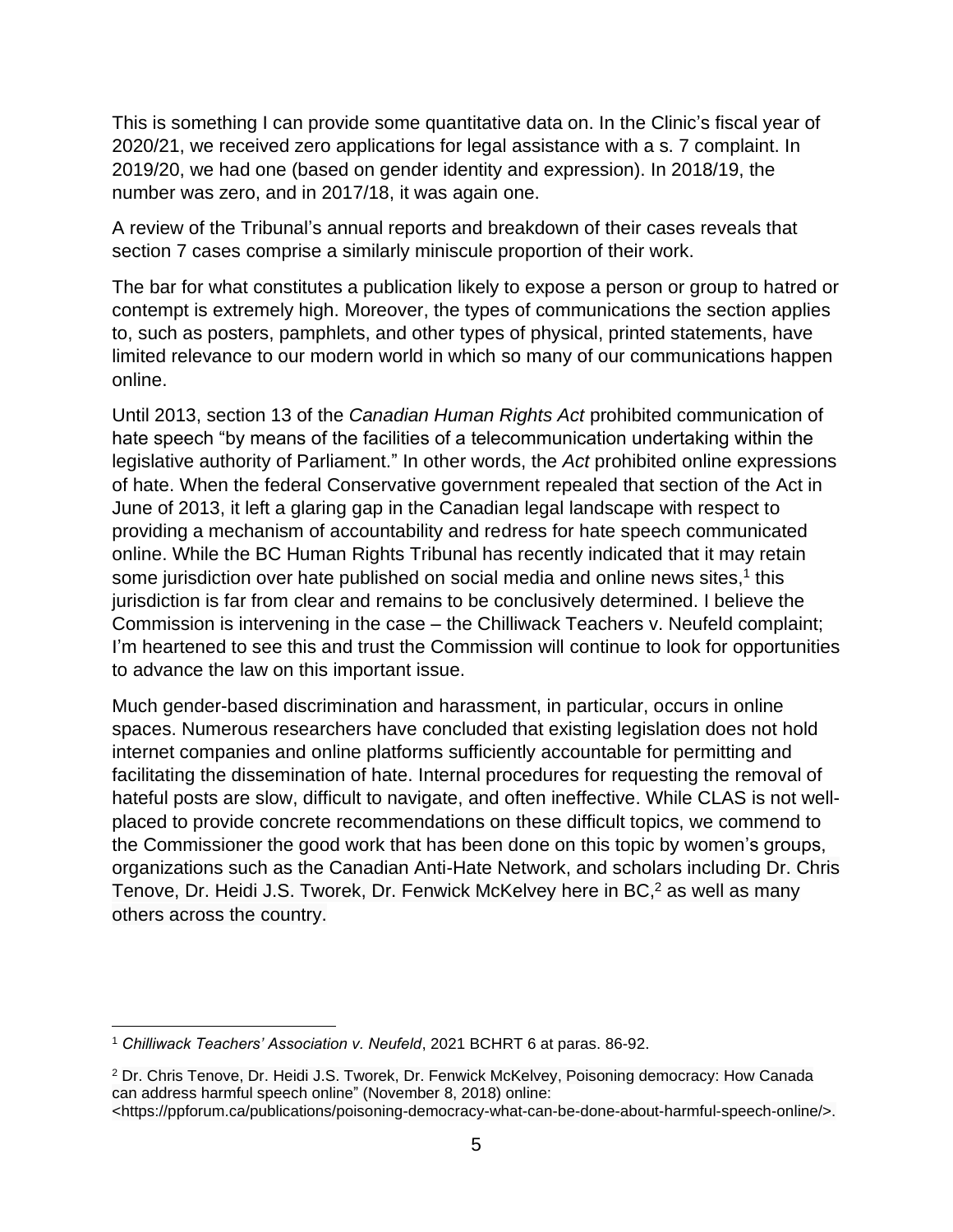This is something I can provide some quantitative data on. In the Clinic's fiscal year of 2020/21, we received zero applications for legal assistance with a s. 7 complaint. In 2019/20, we had one (based on gender identity and expression). In 2018/19, the number was zero, and in 2017/18, it was again one.

A review of the Tribunal's annual reports and breakdown of their cases reveals that section 7 cases comprise a similarly miniscule proportion of their work.

The bar for what constitutes a publication likely to expose a person or group to hatred or contempt is extremely high. Moreover, the types of communications the section applies to, such as posters, pamphlets, and other types of physical, printed statements, have limited relevance to our modern world in which so many of our communications happen online.

Until 2013, section 13 of the *Canadian Human Rights Act* prohibited communication of hate speech "by means of the facilities of a telecommunication undertaking within the legislative authority of Parliament." In other words, the *Act* prohibited online expressions of hate. When the federal Conservative government repealed that section of the Act in June of 2013, it left a glaring gap in the Canadian legal landscape with respect to providing a mechanism of accountability and redress for hate speech communicated online. While the BC Human Rights Tribunal has recently indicated that it may retain some jurisdiction over hate published on social media and online news sites,[1] this jurisdiction is far from clear and remains to be conclusively determined. I believe the Commission is intervening in the case – the Chilliwack Teachers v. Neufeld complaint; I'm heartened to see this and trust the Commission will continue to look for opportunities to advance the law on this important issue.

Much gender-based discrimination and harassment, in particular, occurs in online spaces. Numerous researchers have concluded that existing legislation does not hold internet companies and online platforms sufficiently accountable for permitting and facilitating the dissemination of hate. Internal procedures for requesting the removal of hateful posts are slow, difficult to navigate, and often ineffective. While CLAS is not well-placed to provide concrete recommendations on these difficult topics, we commend to the Commissioner the good work that has been done on this topic by women's groups, organizations such as the Canadian Anti-Hate Network, and scholars including Dr. Chris Tenove, Dr. Heidi J.S. Tworek, Dr. Fenwick McKelvey here in BC,[2] as well as many others across the country.

---

[1] *Chilliwack Teachers' Association v. Neufeld*, 2021 BCHRT 6 at paras. 86-92.

[2] Dr. Chris Tenove, Dr. Heidi J.S. Tworek, Dr. Fenwick McKelvey, Poisoning democracy: How Canada can address harmful speech online" (November 8, 2018) online: <https://ppforum.ca/publications/poisoning-democracy-what-can-be-done-about-harmful-speech-online/>.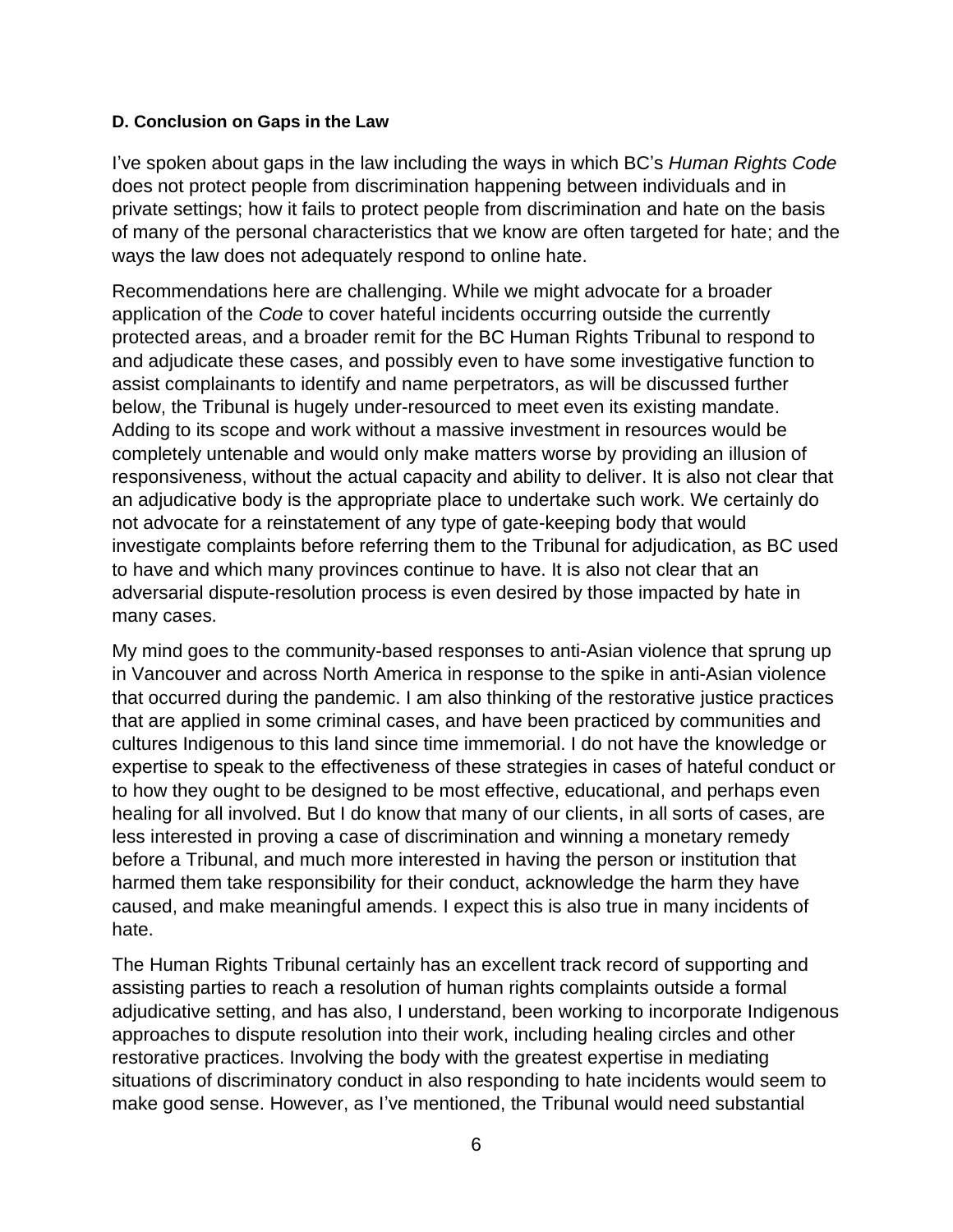#### D. Conclusion on Gaps in the Law

I've spoken about gaps in the law including the ways in which BC's *Human Rights Code* does not protect people from discrimination happening between individuals and in private settings; how it fails to protect people from discrimination and hate on the basis of many of the personal characteristics that we know are often targeted for hate; and the ways the law does not adequately respond to online hate.

Recommendations here are challenging. While we might advocate for a broader application of the *Code* to cover hateful incidents occurring outside the currently protected areas, and a broader remit for the BC Human Rights Tribunal to respond to and adjudicate these cases, and possibly even to have some investigative function to assist complainants to identify and name perpetrators, as will be discussed further below, the Tribunal is hugely under-resourced to meet even its existing mandate. Adding to its scope and work without a massive investment in resources would be completely untenable and would only make matters worse by providing an illusion of responsiveness, without the actual capacity and ability to deliver. It is also not clear that an adjudicative body is the appropriate place to undertake such work. We certainly do not advocate for a reinstatement of any type of gate-keeping body that would investigate complaints before referring them to the Tribunal for adjudication, as BC used to have and which many provinces continue to have. It is also not clear that an adversarial dispute-resolution process is even desired by those impacted by hate in many cases.

My mind goes to the community-based responses to anti-Asian violence that sprung up in Vancouver and across North America in response to the spike in anti-Asian violence that occurred during the pandemic. I am also thinking of the restorative justice practices that are applied in some criminal cases, and have been practiced by communities and cultures Indigenous to this land since time immemorial. I do not have the knowledge or expertise to speak to the effectiveness of these strategies in cases of hateful conduct or to how they ought to be designed to be most effective, educational, and perhaps even healing for all involved. But I do know that many of our clients, in all sorts of cases, are less interested in proving a case of discrimination and winning a monetary remedy before a Tribunal, and much more interested in having the person or institution that harmed them take responsibility for their conduct, acknowledge the harm they have caused, and make meaningful amends. I expect this is also true in many incidents of hate.

The Human Rights Tribunal certainly has an excellent track record of supporting and assisting parties to reach a resolution of human rights complaints outside a formal adjudicative setting, and has also, I understand, been working to incorporate Indigenous approaches to dispute resolution into their work, including healing circles and other restorative practices. Involving the body with the greatest expertise in mediating situations of discriminatory conduct in also responding to hate incidents would seem to make good sense. However, as I've mentioned, the Tribunal would need substantial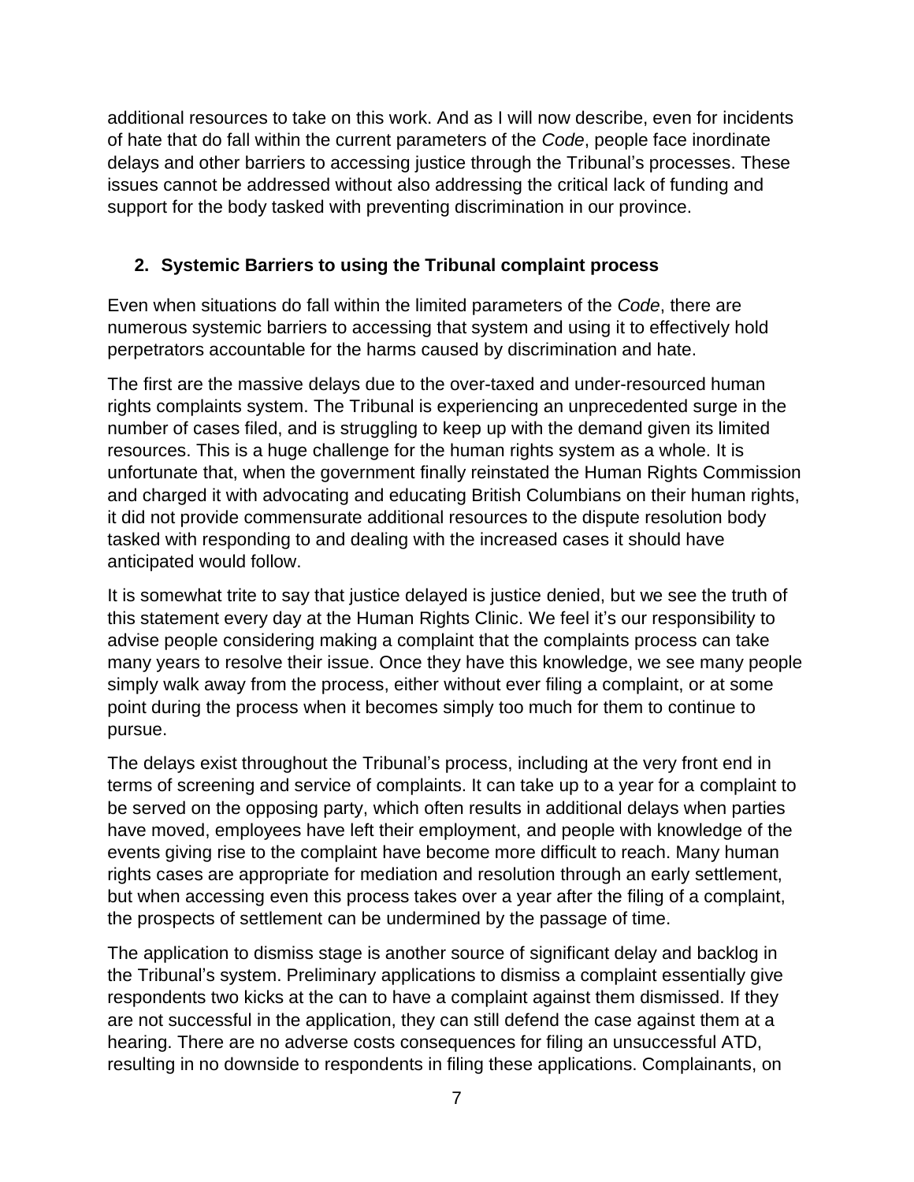additional resources to take on this work. And as I will now describe, even for incidents of hate that do fall within the current parameters of the *Code*, people face inordinate delays and other barriers to accessing justice through the Tribunal's processes. These issues cannot be addressed without also addressing the critical lack of funding and support for the body tasked with preventing discrimination in our province.

## 2. Systemic Barriers to using the Tribunal complaint process

Even when situations do fall within the limited parameters of the *Code*, there are numerous systemic barriers to accessing that system and using it to effectively hold perpetrators accountable for the harms caused by discrimination and hate.

The first are the massive delays due to the over-taxed and under-resourced human rights complaints system. The Tribunal is experiencing an unprecedented surge in the number of cases filed, and is struggling to keep up with the demand given its limited resources. This is a huge challenge for the human rights system as a whole. It is unfortunate that, when the government finally reinstated the Human Rights Commission and charged it with advocating and educating British Columbians on their human rights, it did not provide commensurate additional resources to the dispute resolution body tasked with responding to and dealing with the increased cases it should have anticipated would follow.

It is somewhat trite to say that justice delayed is justice denied, but we see the truth of this statement every day at the Human Rights Clinic. We feel it's our responsibility to advise people considering making a complaint that the complaints process can take many years to resolve their issue. Once they have this knowledge, we see many people simply walk away from the process, either without ever filing a complaint, or at some point during the process when it becomes simply too much for them to continue to pursue.

The delays exist throughout the Tribunal's process, including at the very front end in terms of screening and service of complaints. It can take up to a year for a complaint to be served on the opposing party, which often results in additional delays when parties have moved, employees have left their employment, and people with knowledge of the events giving rise to the complaint have become more difficult to reach. Many human rights cases are appropriate for mediation and resolution through an early settlement, but when accessing even this process takes over a year after the filing of a complaint, the prospects of settlement can be undermined by the passage of time.

The application to dismiss stage is another source of significant delay and backlog in the Tribunal's system. Preliminary applications to dismiss a complaint essentially give respondents two kicks at the can to have a complaint against them dismissed. If they are not successful in the application, they can still defend the case against them at a hearing. There are no adverse costs consequences for filing an unsuccessful ATD, resulting in no downside to respondents in filing these applications. Complainants, on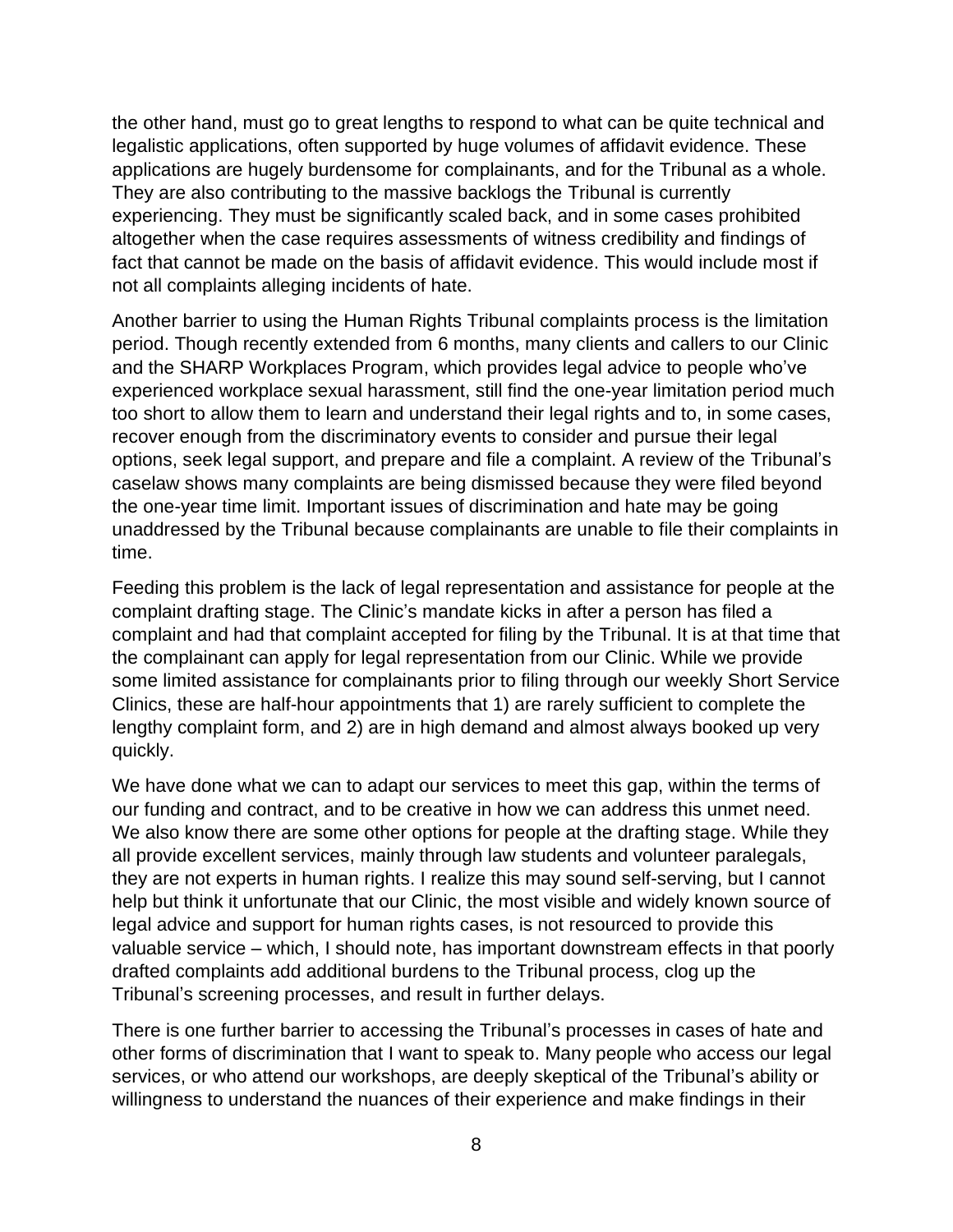the other hand, must go to great lengths to respond to what can be quite technical and legalistic applications, often supported by huge volumes of affidavit evidence. These applications are hugely burdensome for complainants, and for the Tribunal as a whole. They are also contributing to the massive backlogs the Tribunal is currently experiencing. They must be significantly scaled back, and in some cases prohibited altogether when the case requires assessments of witness credibility and findings of fact that cannot be made on the basis of affidavit evidence. This would include most if not all complaints alleging incidents of hate.

Another barrier to using the Human Rights Tribunal complaints process is the limitation period. Though recently extended from 6 months, many clients and callers to our Clinic and the SHARP Workplaces Program, which provides legal advice to people who've experienced workplace sexual harassment, still find the one-year limitation period much too short to allow them to learn and understand their legal rights and to, in some cases, recover enough from the discriminatory events to consider and pursue their legal options, seek legal support, and prepare and file a complaint. A review of the Tribunal's caselaw shows many complaints are being dismissed because they were filed beyond the one-year time limit. Important issues of discrimination and hate may be going unaddressed by the Tribunal because complainants are unable to file their complaints in time.

Feeding this problem is the lack of legal representation and assistance for people at the complaint drafting stage. The Clinic's mandate kicks in after a person has filed a complaint and had that complaint accepted for filing by the Tribunal. It is at that time that the complainant can apply for legal representation from our Clinic. While we provide some limited assistance for complainants prior to filing through our weekly Short Service Clinics, these are half-hour appointments that 1) are rarely sufficient to complete the lengthy complaint form, and 2) are in high demand and almost always booked up very quickly.

We have done what we can to adapt our services to meet this gap, within the terms of our funding and contract, and to be creative in how we can address this unmet need. We also know there are some other options for people at the drafting stage. While they all provide excellent services, mainly through law students and volunteer paralegals, they are not experts in human rights. I realize this may sound self-serving, but I cannot help but think it unfortunate that our Clinic, the most visible and widely known source of legal advice and support for human rights cases, is not resourced to provide this valuable service – which, I should note, has important downstream effects in that poorly drafted complaints add additional burdens to the Tribunal process, clog up the Tribunal's screening processes, and result in further delays.

There is one further barrier to accessing the Tribunal's processes in cases of hate and other forms of discrimination that I want to speak to. Many people who access our legal services, or who attend our workshops, are deeply skeptical of the Tribunal's ability or willingness to understand the nuances of their experience and make findings in their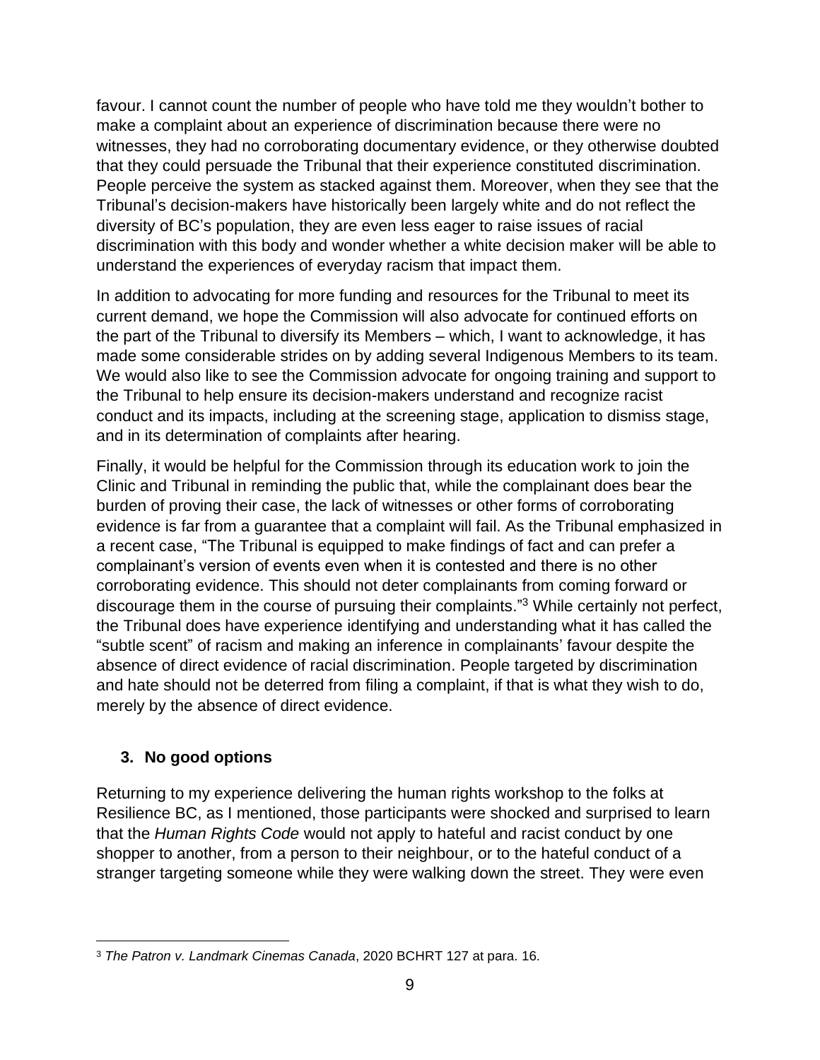favour. I cannot count the number of people who have told me they wouldn't bother to make a complaint about an experience of discrimination because there were no witnesses, they had no corroborating documentary evidence, or they otherwise doubted that they could persuade the Tribunal that their experience constituted discrimination. People perceive the system as stacked against them. Moreover, when they see that the Tribunal's decision-makers have historically been largely white and do not reflect the diversity of BC's population, they are even less eager to raise issues of racial discrimination with this body and wonder whether a white decision maker will be able to understand the experiences of everyday racism that impact them.

In addition to advocating for more funding and resources for the Tribunal to meet its current demand, we hope the Commission will also advocate for continued efforts on the part of the Tribunal to diversify its Members – which, I want to acknowledge, it has made some considerable strides on by adding several Indigenous Members to its team. We would also like to see the Commission advocate for ongoing training and support to the Tribunal to help ensure its decision-makers understand and recognize racist conduct and its impacts, including at the screening stage, application to dismiss stage, and in its determination of complaints after hearing.

Finally, it would be helpful for the Commission through its education work to join the Clinic and Tribunal in reminding the public that, while the complainant does bear the burden of proving their case, the lack of witnesses or other forms of corroborating evidence is far from a guarantee that a complaint will fail. As the Tribunal emphasized in a recent case, "The Tribunal is equipped to make findings of fact and can prefer a complainant's version of events even when it is contested and there is no other corroborating evidence. This should not deter complainants from coming forward or discourage them in the course of pursuing their complaints."[3] While certainly not perfect, the Tribunal does have experience identifying and understanding what it has called the "subtle scent" of racism and making an inference in complainants' favour despite the absence of direct evidence of racial discrimination. People targeted by discrimination and hate should not be deterred from filing a complaint, if that is what they wish to do, merely by the absence of direct evidence.

### 3. No good options

Returning to my experience delivering the human rights workshop to the folks at Resilience BC, as I mentioned, those participants were shocked and surprised to learn that the *Human Rights Code* would not apply to hateful and racist conduct by one shopper to another, from a person to their neighbour, or to the hateful conduct of a stranger targeting someone while they were walking down the street. They were even

---

[3] *The Patron v. Landmark Cinemas Canada*, 2020 BCHRT 127 at para. 16.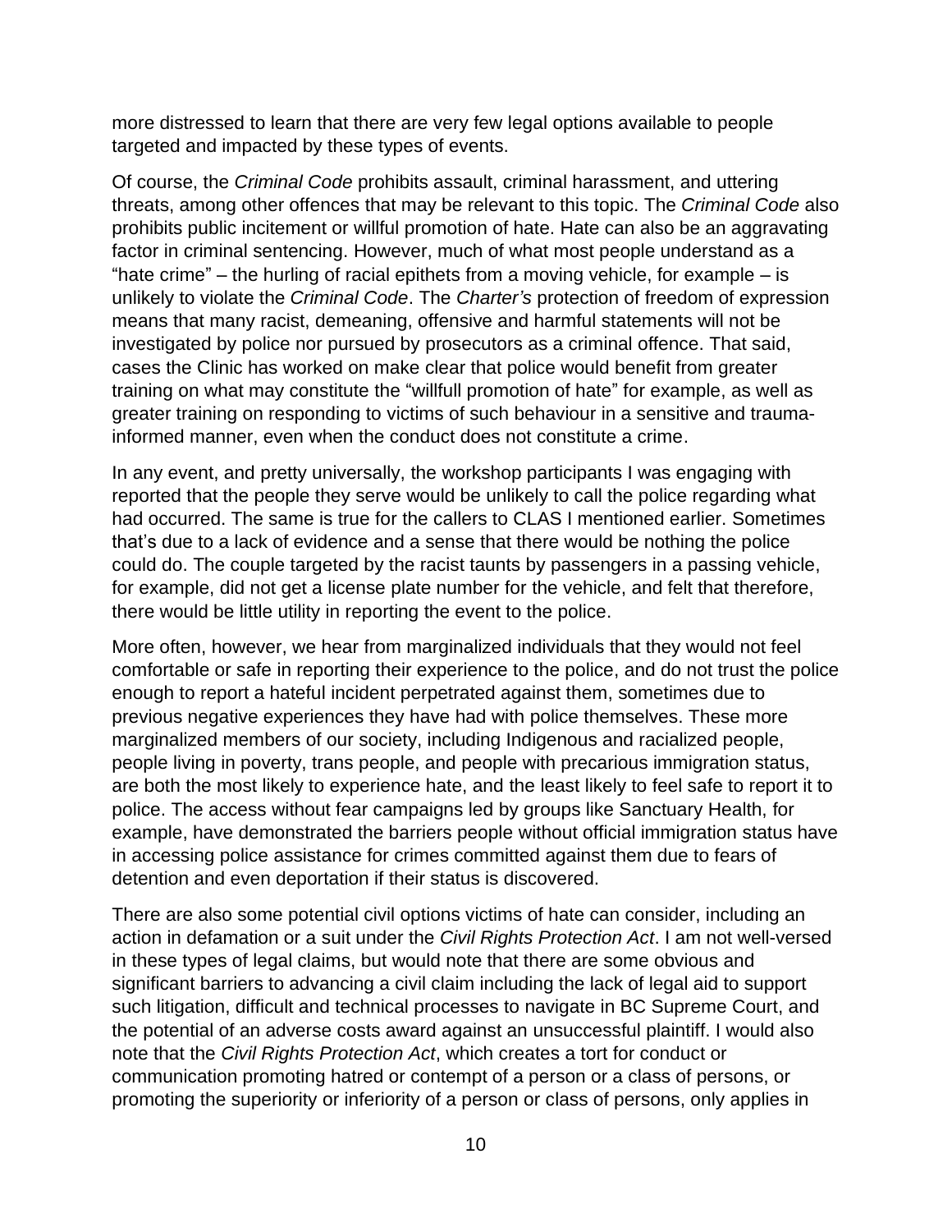more distressed to learn that there are very few legal options available to people targeted and impacted by these types of events.

Of course, the *Criminal Code* prohibits assault, criminal harassment, and uttering threats, among other offences that may be relevant to this topic. The *Criminal Code* also prohibits public incitement or willful promotion of hate. Hate can also be an aggravating factor in criminal sentencing. However, much of what most people understand as a "hate crime" – the hurling of racial epithets from a moving vehicle, for example – is unlikely to violate the *Criminal Code*. The *Charter's* protection of freedom of expression means that many racist, demeaning, offensive and harmful statements will not be investigated by police nor pursued by prosecutors as a criminal offence. That said, cases the Clinic has worked on make clear that police would benefit from greater training on what may constitute the "willfull promotion of hate" for example, as well as greater training on responding to victims of such behaviour in a sensitive and trauma-informed manner, even when the conduct does not constitute a crime.

In any event, and pretty universally, the workshop participants I was engaging with reported that the people they serve would be unlikely to call the police regarding what had occurred. The same is true for the callers to CLAS I mentioned earlier. Sometimes that's due to a lack of evidence and a sense that there would be nothing the police could do. The couple targeted by the racist taunts by passengers in a passing vehicle, for example, did not get a license plate number for the vehicle, and felt that therefore, there would be little utility in reporting the event to the police.

More often, however, we hear from marginalized individuals that they would not feel comfortable or safe in reporting their experience to the police, and do not trust the police enough to report a hateful incident perpetrated against them, sometimes due to previous negative experiences they have had with police themselves. These more marginalized members of our society, including Indigenous and racialized people, people living in poverty, trans people, and people with precarious immigration status, are both the most likely to experience hate, and the least likely to feel safe to report it to police. The access without fear campaigns led by groups like Sanctuary Health, for example, have demonstrated the barriers people without official immigration status have in accessing police assistance for crimes committed against them due to fears of detention and even deportation if their status is discovered.

There are also some potential civil options victims of hate can consider, including an action in defamation or a suit under the *Civil Rights Protection Act*. I am not well-versed in these types of legal claims, but would note that there are some obvious and significant barriers to advancing a civil claim including the lack of legal aid to support such litigation, difficult and technical processes to navigate in BC Supreme Court, and the potential of an adverse costs award against an unsuccessful plaintiff. I would also note that the *Civil Rights Protection Act*, which creates a tort for conduct or communication promoting hatred or contempt of a person or a class of persons, or promoting the superiority or inferiority of a person or class of persons, only applies in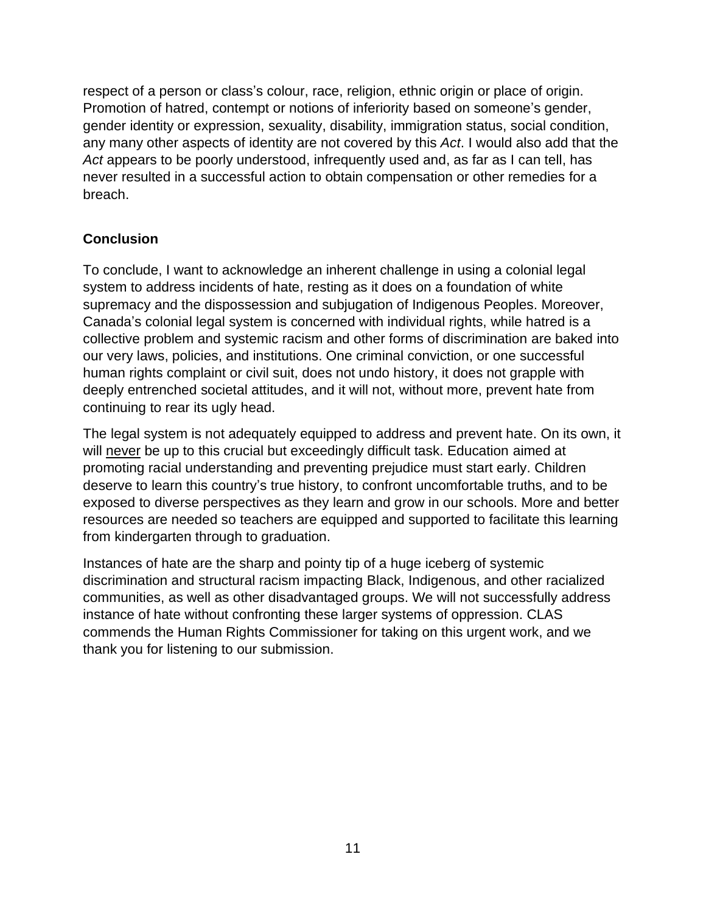respect of a person or class's colour, race, religion, ethnic origin or place of origin. Promotion of hatred, contempt or notions of inferiority based on someone's gender, gender identity or expression, sexuality, disability, immigration status, social condition, any many other aspects of identity are not covered by this *Act*. I would also add that the *Act* appears to be poorly understood, infrequently used and, as far as I can tell, has never resulted in a successful action to obtain compensation or other remedies for a breach.

**Conclusion**

To conclude, I want to acknowledge an inherent challenge in using a colonial legal system to address incidents of hate, resting as it does on a foundation of white supremacy and the dispossession and subjugation of Indigenous Peoples. Moreover, Canada's colonial legal system is concerned with individual rights, while hatred is a collective problem and systemic racism and other forms of discrimination are baked into our very laws, policies, and institutions. One criminal conviction, or one successful human rights complaint or civil suit, does not undo history, it does not grapple with deeply entrenched societal attitudes, and it will not, without more, prevent hate from continuing to rear its ugly head.

The legal system is not adequately equipped to address and prevent hate. On its own, it will never be up to this crucial but exceedingly difficult task. Education aimed at promoting racial understanding and preventing prejudice must start early. Children deserve to learn this country's true history, to confront uncomfortable truths, and to be exposed to diverse perspectives as they learn and grow in our schools. More and better resources are needed so teachers are equipped and supported to facilitate this learning from kindergarten through to graduation.

Instances of hate are the sharp and pointy tip of a huge iceberg of systemic discrimination and structural racism impacting Black, Indigenous, and other racialized communities, as well as other disadvantaged groups. We will not successfully address instance of hate without confronting these larger systems of oppression. CLAS commends the Human Rights Commissioner for taking on this urgent work, and we thank you for listening to our submission.